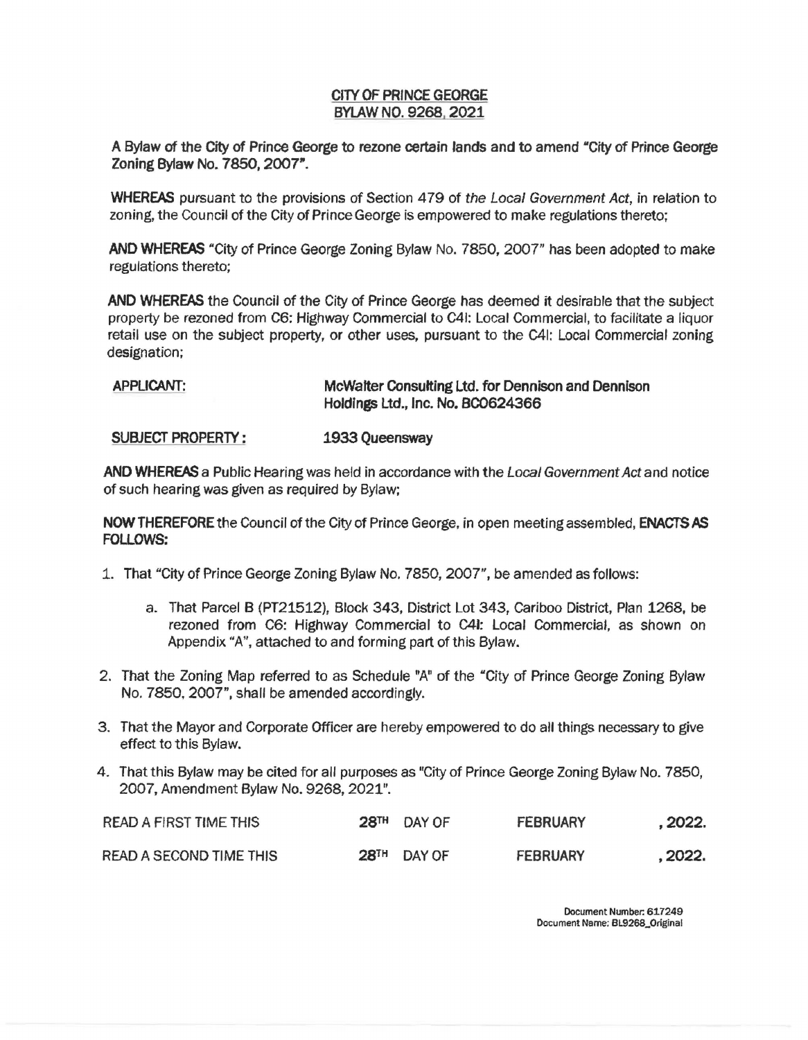# CITY OF PRINCE GEORGE
## BYLAW NO. 9268, 2021

**A Bylaw of the City of Prince George to rezone certain lands and to amend "City of Prince George Zoning Bylaw No. 7850, 2007".**

**WHEREAS** pursuant to the provisions of Section 479 of *the Local Government Act*, in relation to zoning, the Council of the City of Prince George is empowered to make regulations thereto;

**AND WHEREAS** "City of Prince George Zoning Bylaw No. 7850, 2007" has been adopted to make regulations thereto;

**AND WHEREAS** the Council of the City of Prince George has deemed it desirable that the subject property be rezoned from C6: Highway Commercial to C4l: Local Commercial, to facilitate a liquor retail use on the subject property, or other uses, pursuant to the C4l: Local Commercial zoning designation;

**APPLICANT:** **McWalter Consulting Ltd. for Dennison and Dennison Holdings Ltd., Inc. No. BC0624366**

**SUBJECT PROPERTY:** **1933 Queensway**

**AND WHEREAS** a Public Hearing was held in accordance with the *Local Government Act* and notice of such hearing was given as required by Bylaw;

**NOW THEREFORE** the Council of the City of Prince George, in open meeting assembled, **ENACTS AS FOLLOWS:**

1. That "City of Prince George Zoning Bylaw No. 7850, 2007", be amended as follows:

    a. That Parcel B (PT21512), Block 343, District Lot 343, Cariboo District, Plan 1268, be rezoned from C6: Highway Commercial to C4l: Local Commercial, as shown on Appendix "A", attached to and forming part of this Bylaw.

2. That the Zoning Map referred to as Schedule "A" of the "City of Prince George Zoning Bylaw No. 7850, 2007", shall be amended accordingly.

3. That the Mayor and Corporate Officer are hereby empowered to do all things necessary to give effect to this Bylaw.

4. That this Bylaw may be cited for all purposes as "City of Prince George Zoning Bylaw No. 7850, 2007, Amendment Bylaw No. 9268, 2021".

| | | | |
|---|---|---|---|
| READ A FIRST TIME THIS | 28TH DAY OF | FEBRUARY | , 2022. |
| READ A SECOND TIME THIS | 28TH DAY OF | FEBRUARY | , 2022. |

Document Number: 617249
Document Name: BL9268_Original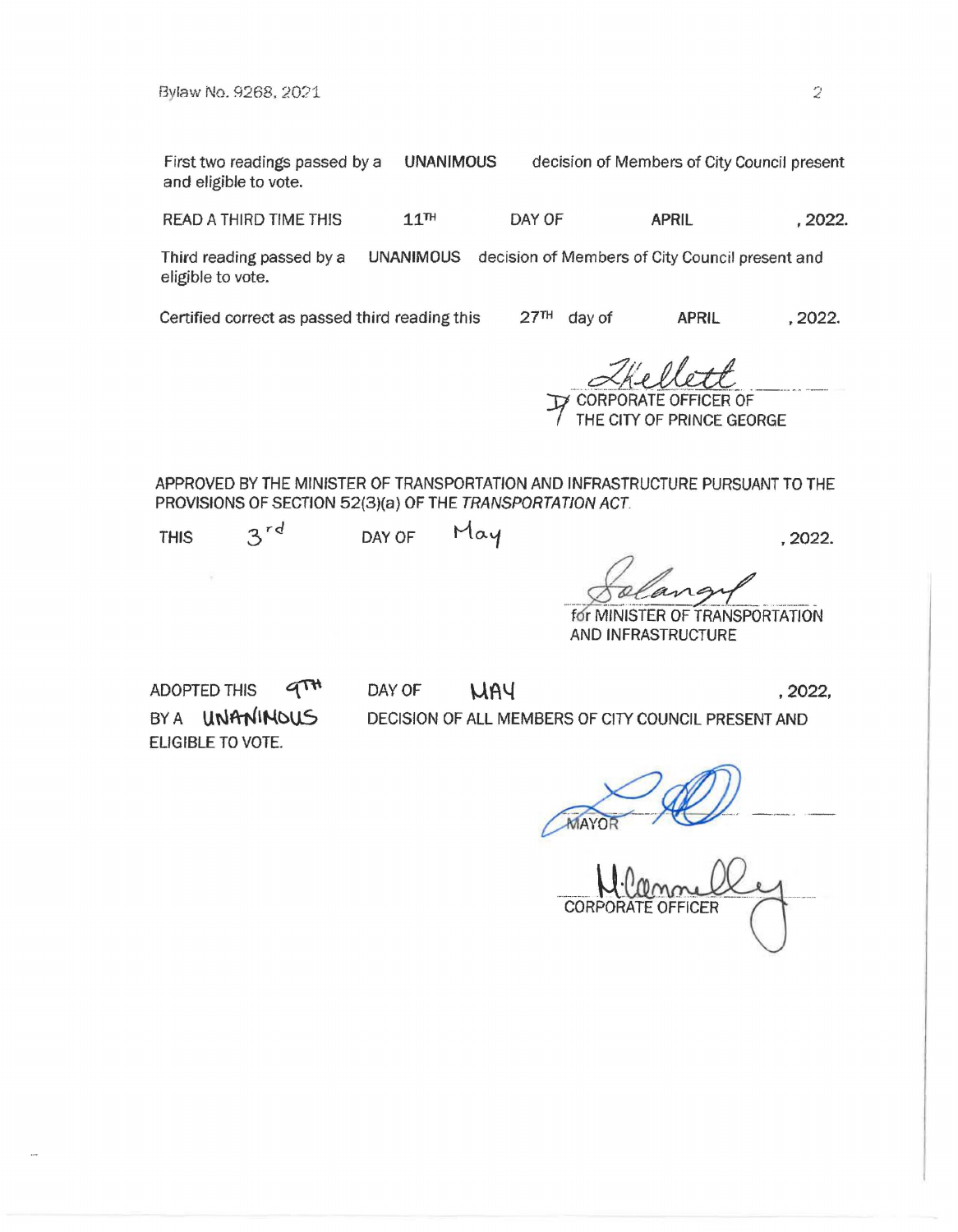First two readings passed by a UNANIMOUS decision of Members of City Council present and eligible to vote.

READ A THIRD TIME THIS 11TH DAY OF APRIL, 2022.

Third reading passed by a UNANIMOUS decision of Members of City Council present and eligible to vote.

Certified correct as passed third reading this 27TH day of APRIL, 2022.

CORPORATE OFFICER OF THE CITY OF PRINCE GEORGE

APPROVED BY THE MINISTER OF TRANSPORTATION AND INFRASTRUCTURE PURSUANT TO THE PROVISIONS OF SECTION 52(3)(a) OF THE *TRANSPORTATION ACT*.

THIS 3rd DAY OF May, 2022.

for MINISTER OF TRANSPORTATION AND INFRASTRUCTURE

ADOPTED THIS 9TH DAY OF MAY, 2022, BY A UNANINOUS DECISION OF ALL MEMBERS OF CITY COUNCIL PRESENT AND ELIGIBLE TO VOTE.

MAYOR

CORPORATE OFFICER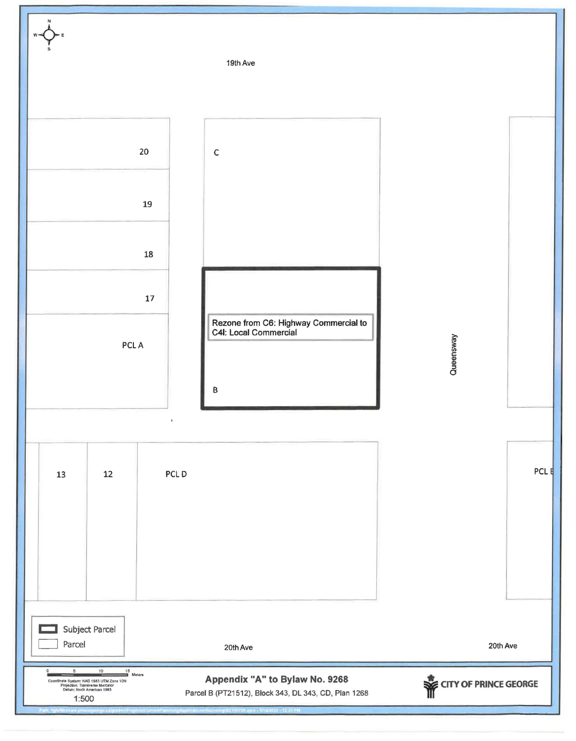N
W E
S

19th Ave

20

19

18

17

PCL A

C

Rezone from C6: Highway Commercial to C4l: Local Commercial

B

Queensway

13

12

PCL D

PCL E

Subject Parcel

Parcel

20th Ave

20th Ave

0 5 10 15 Meters

Coordinate System: NAD 1983 UTM Zone 10N
Projection: Transverse Mercator
Datum: North American 1983

1:500

**Appendix "A" to Bylaw No. 9268**

Parcel B (PT21512), Block 343, DL 343, CD, Plan 1268

CITY OF PRINCE GEORGE